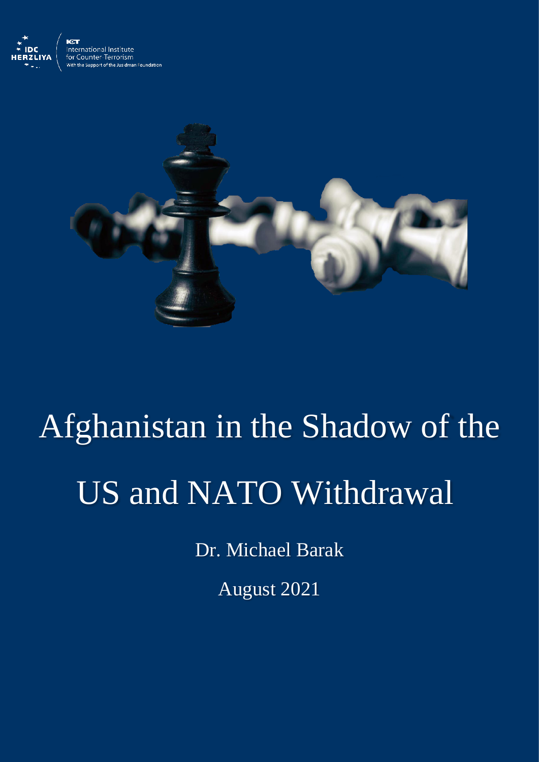IDC HERZLIYA

ICT International Institute for Counter-Terrorism

With the Support of the Jusidman Foundation

# Afghanistan in the Shadow of the US and NATO Withdrawal

Dr. Michael Barak

August 2021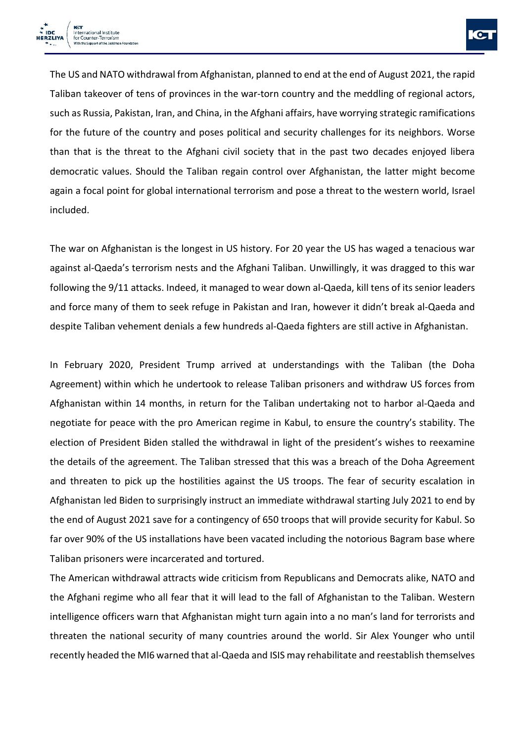The US and NATO withdrawal from Afghanistan, planned to end at the end of August 2021, the rapid Taliban takeover of tens of provinces in the war-torn country and the meddling of regional actors, such as Russia, Pakistan, Iran, and China, in the Afghani affairs, have worrying strategic ramifications for the future of the country and poses political and security challenges for its neighbors. Worse than that is the threat to the Afghani civil society that in the past two decades enjoyed libera democratic values. Should the Taliban regain control over Afghanistan, the latter might become again a focal point for global international terrorism and pose a threat to the western world, Israel included.

The war on Afghanistan is the longest in US history. For 20 year the US has waged a tenacious war against al-Qaeda's terrorism nests and the Afghani Taliban. Unwillingly, it was dragged to this war following the 9/11 attacks. Indeed, it managed to wear down al-Qaeda, kill tens of its senior leaders and force many of them to seek refuge in Pakistan and Iran, however it didn't break al-Qaeda and despite Taliban vehement denials a few hundreds al-Qaeda fighters are still active in Afghanistan.

In February 2020, President Trump arrived at understandings with the Taliban (the Doha Agreement) within which he undertook to release Taliban prisoners and withdraw US forces from Afghanistan within 14 months, in return for the Taliban undertaking not to harbor al-Qaeda and negotiate for peace with the pro American regime in Kabul, to ensure the country's stability. The election of President Biden stalled the withdrawal in light of the president's wishes to reexamine the details of the agreement. The Taliban stressed that this was a breach of the Doha Agreement and threaten to pick up the hostilities against the US troops. The fear of security escalation in Afghanistan led Biden to surprisingly instruct an immediate withdrawal starting July 2021 to end by the end of August 2021 save for a contingency of 650 troops that will provide security for Kabul. So far over 90% of the US installations have been vacated including the notorious Bagram base where Taliban prisoners were incarcerated and tortured.

The American withdrawal attracts wide criticism from Republicans and Democrats alike, NATO and the Afghani regime who all fear that it will lead to the fall of Afghanistan to the Taliban. Western intelligence officers warn that Afghanistan might turn again into a no man's land for terrorists and threaten the national security of many countries around the world. Sir Alex Younger who until recently headed the MI6 warned that al-Qaeda and ISIS may rehabilitate and reestablish themselves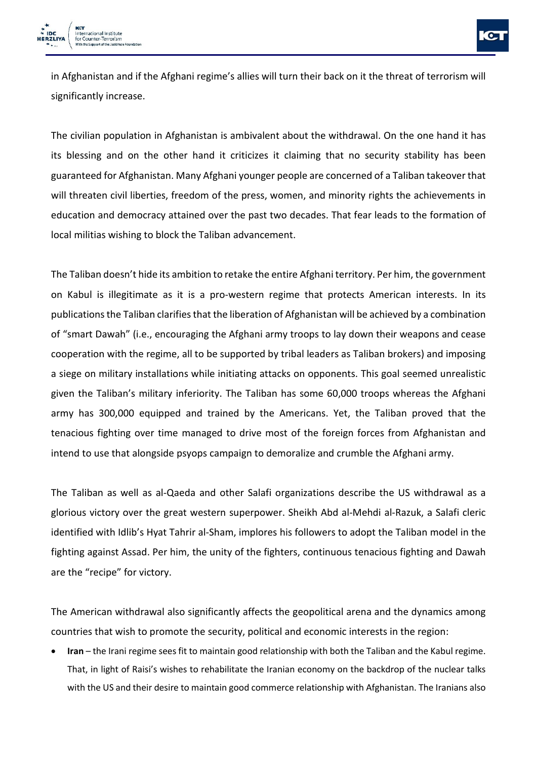in Afghanistan and if the Afghani regime's allies will turn their back on it the threat of terrorism will significantly increase.

The civilian population in Afghanistan is ambivalent about the withdrawal. On the one hand it has its blessing and on the other hand it criticizes it claiming that no security stability has been guaranteed for Afghanistan. Many Afghani younger people are concerned of a Taliban takeover that will threaten civil liberties, freedom of the press, women, and minority rights the achievements in education and democracy attained over the past two decades. That fear leads to the formation of local militias wishing to block the Taliban advancement.

The Taliban doesn't hide its ambition to retake the entire Afghani territory. Per him, the government on Kabul is illegitimate as it is a pro-western regime that protects American interests. In its publications the Taliban clarifies that the liberation of Afghanistan will be achieved by a combination of "smart Dawah" (i.e., encouraging the Afghani army troops to lay down their weapons and cease cooperation with the regime, all to be supported by tribal leaders as Taliban brokers) and imposing a siege on military installations while initiating attacks on opponents. This goal seemed unrealistic given the Taliban's military inferiority. The Taliban has some 60,000 troops whereas the Afghani army has 300,000 equipped and trained by the Americans. Yet, the Taliban proved that the tenacious fighting over time managed to drive most of the foreign forces from Afghanistan and intend to use that alongside psyops campaign to demoralize and crumble the Afghani army.

The Taliban as well as al-Qaeda and other Salafi organizations describe the US withdrawal as a glorious victory over the great western superpower. Sheikh Abd al-Mehdi al-Razuk, a Salafi cleric identified with Idlib's Hyat Tahrir al-Sham, implores his followers to adopt the Taliban model in the fighting against Assad. Per him, the unity of the fighters, continuous tenacious fighting and Dawah are the "recipe" for victory.

The American withdrawal also significantly affects the geopolitical arena and the dynamics among countries that wish to promote the security, political and economic interests in the region:

- **Iran** – the Irani regime sees fit to maintain good relationship with both the Taliban and the Kabul regime. That, in light of Raisi's wishes to rehabilitate the Iranian economy on the backdrop of the nuclear talks with the US and their desire to maintain good commerce relationship with Afghanistan. The Iranians also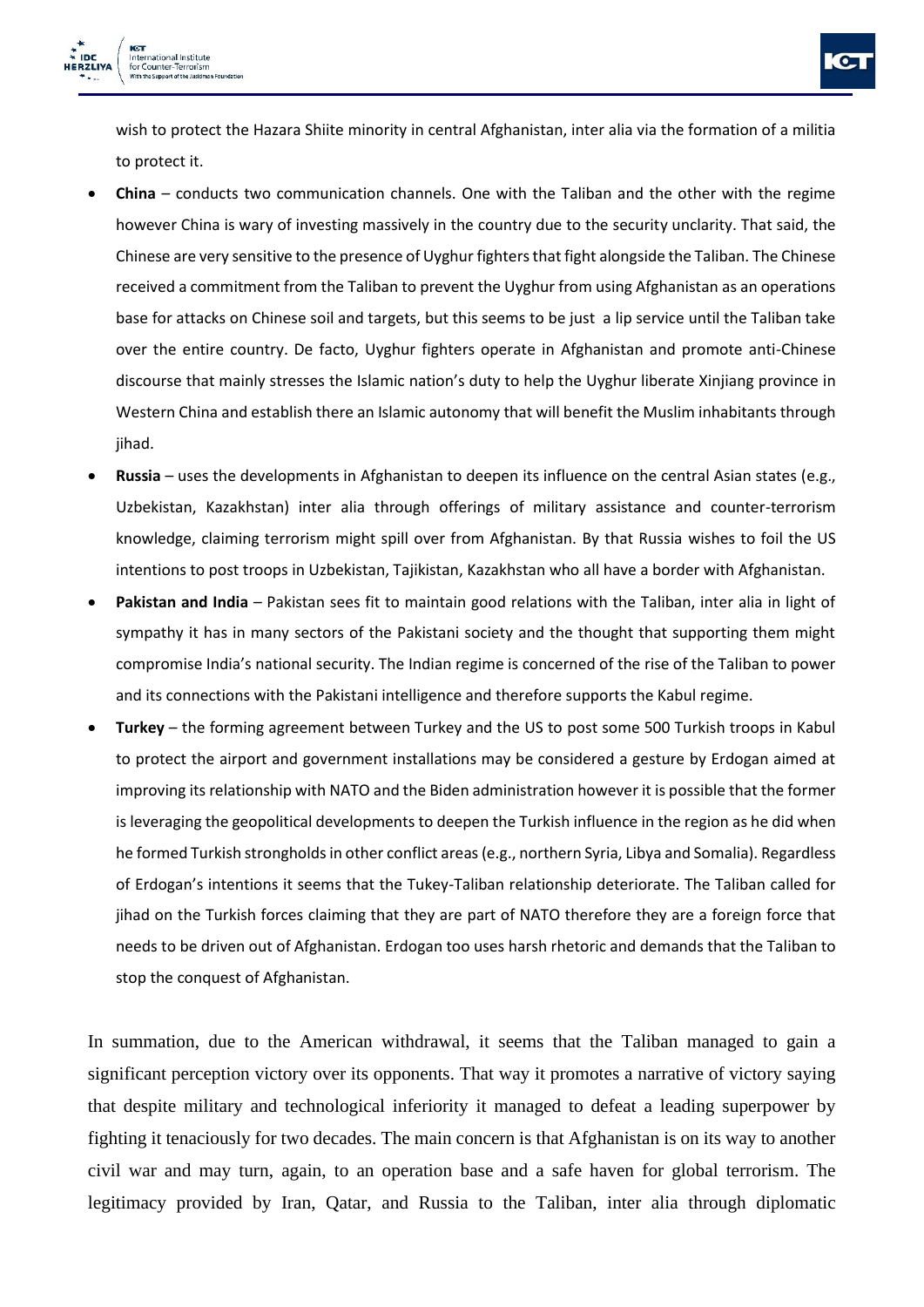wish to protect the Hazara Shiite minority in central Afghanistan, inter alia via the formation of a militia to protect it.

- **China** – conducts two communication channels. One with the Taliban and the other with the regime however China is wary of investing massively in the country due to the security unclarity. That said, the Chinese are very sensitive to the presence of Uyghur fighters that fight alongside the Taliban. The Chinese received a commitment from the Taliban to prevent the Uyghur from using Afghanistan as an operations base for attacks on Chinese soil and targets, but this seems to be just a lip service until the Taliban take over the entire country. De facto, Uyghur fighters operate in Afghanistan and promote anti-Chinese discourse that mainly stresses the Islamic nation's duty to help the Uyghur liberate Xinjiang province in Western China and establish there an Islamic autonomy that will benefit the Muslim inhabitants through jihad.
- **Russia** – uses the developments in Afghanistan to deepen its influence on the central Asian states (e.g., Uzbekistan, Kazakhstan) inter alia through offerings of military assistance and counter-terrorism knowledge, claiming terrorism might spill over from Afghanistan. By that Russia wishes to foil the US intentions to post troops in Uzbekistan, Tajikistan, Kazakhstan who all have a border with Afghanistan.
- **Pakistan and India** – Pakistan sees fit to maintain good relations with the Taliban, inter alia in light of sympathy it has in many sectors of the Pakistani society and the thought that supporting them might compromise India's national security. The Indian regime is concerned of the rise of the Taliban to power and its connections with the Pakistani intelligence and therefore supports the Kabul regime.
- **Turkey** – the forming agreement between Turkey and the US to post some 500 Turkish troops in Kabul to protect the airport and government installations may be considered a gesture by Erdogan aimed at improving its relationship with NATO and the Biden administration however it is possible that the former is leveraging the geopolitical developments to deepen the Turkish influence in the region as he did when he formed Turkish strongholds in other conflict areas (e.g., northern Syria, Libya and Somalia). Regardless of Erdogan's intentions it seems that the Tukey-Taliban relationship deteriorate. The Taliban called for jihad on the Turkish forces claiming that they are part of NATO therefore they are a foreign force that needs to be driven out of Afghanistan. Erdogan too uses harsh rhetoric and demands that the Taliban to stop the conquest of Afghanistan.

In summation, due to the American withdrawal, it seems that the Taliban managed to gain a significant perception victory over its opponents. That way it promotes a narrative of victory saying that despite military and technological inferiority it managed to defeat a leading superpower by fighting it tenaciously for two decades. The main concern is that Afghanistan is on its way to another civil war and may turn, again, to an operation base and a safe haven for global terrorism. The legitimacy provided by Iran, Qatar, and Russia to the Taliban, inter alia through diplomatic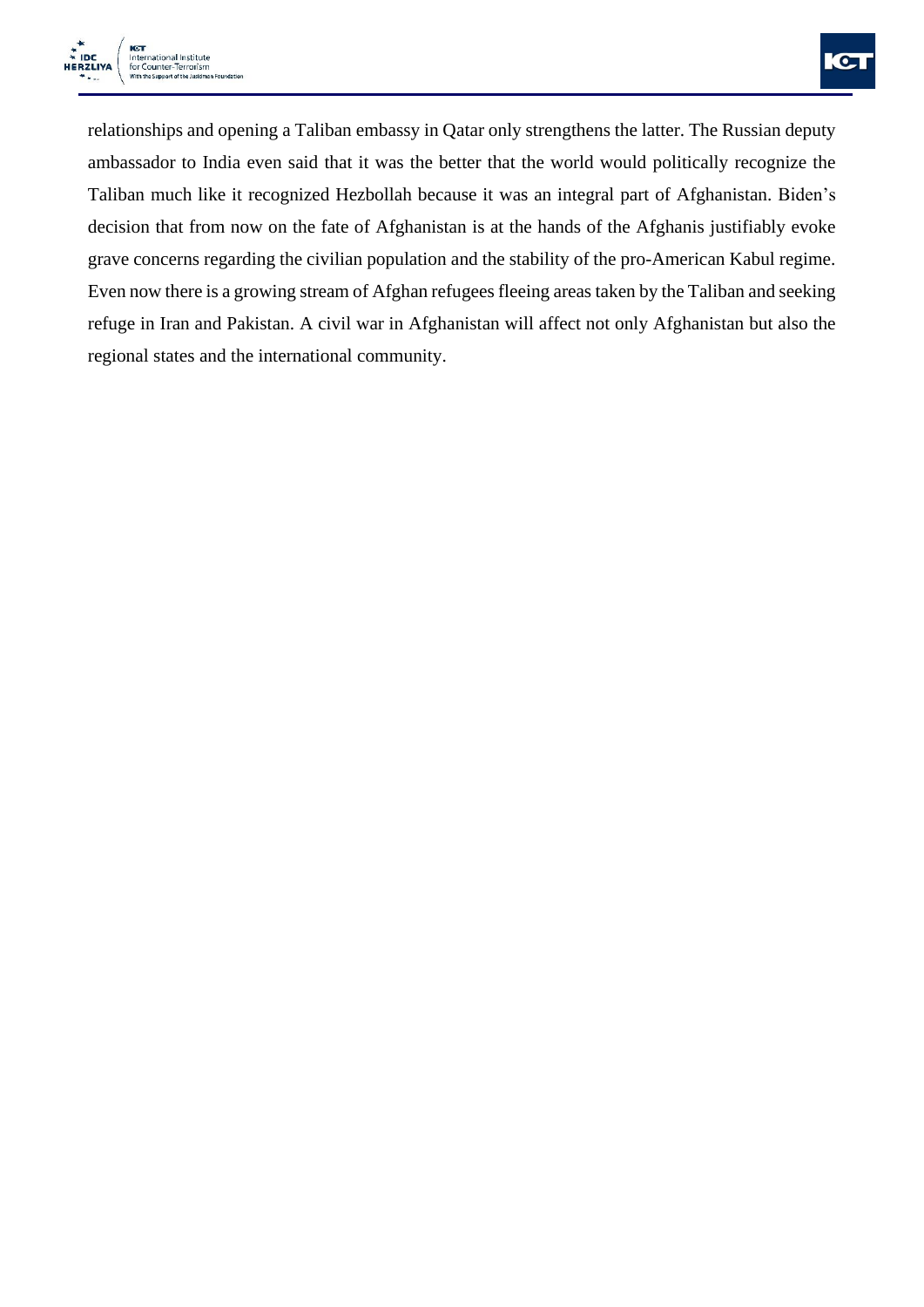relationships and opening a Taliban embassy in Qatar only strengthens the latter. The Russian deputy ambassador to India even said that it was the better that the world would politically recognize the Taliban much like it recognized Hezbollah because it was an integral part of Afghanistan. Biden's decision that from now on the fate of Afghanistan is at the hands of the Afghanis justifiably evoke grave concerns regarding the civilian population and the stability of the pro-American Kabul regime. Even now there is a growing stream of Afghan refugees fleeing areas taken by the Taliban and seeking refuge in Iran and Pakistan. A civil war in Afghanistan will affect not only Afghanistan but also the regional states and the international community.